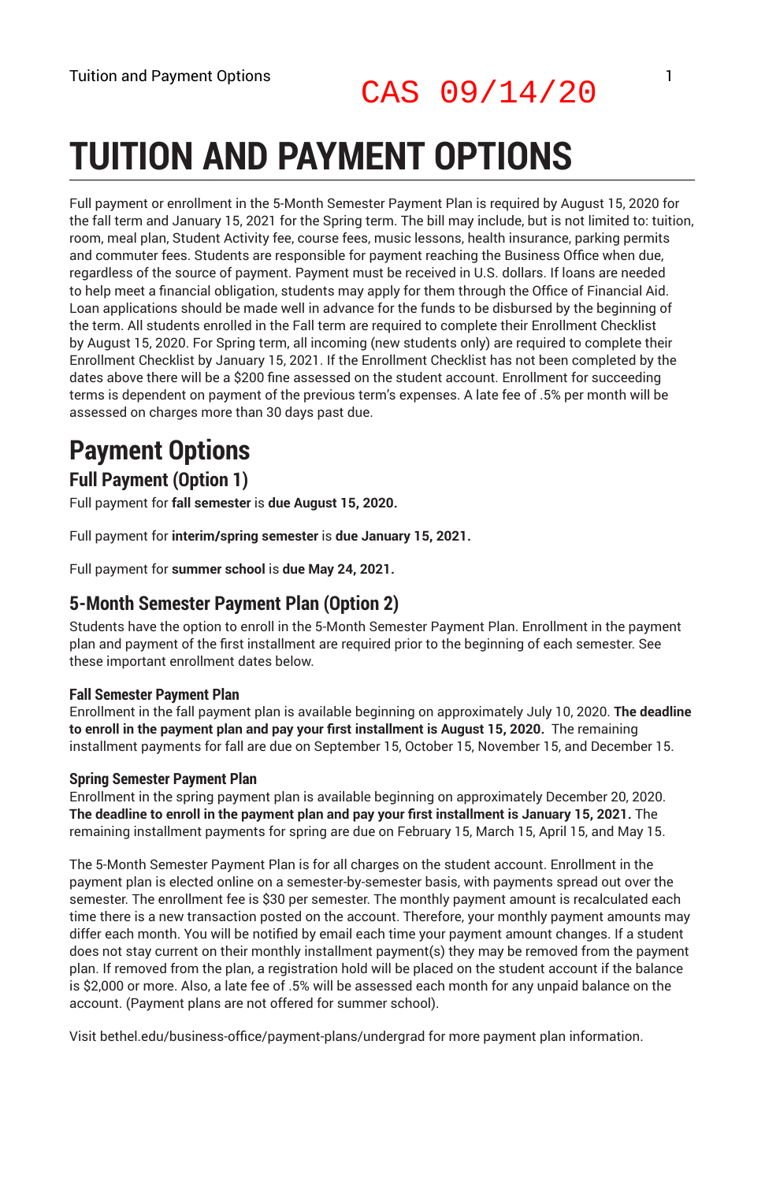CAS 09/14/20

# TUITION AND PAYMENT OPTIONS

Full payment or enrollment in the 5-Month Semester Payment Plan is required by August 15, 2020 for the fall term and January 15, 2021 for the Spring term. The bill may include, but is not limited to: tuition, room, meal plan, Student Activity fee, course fees, music lessons, health insurance, parking permits and commuter fees. Students are responsible for payment reaching the Business Office when due, regardless of the source of payment. Payment must be received in U.S. dollars. If loans are needed to help meet a financial obligation, students may apply for them through the Office of Financial Aid. Loan applications should be made well in advance for the funds to be disbursed by the beginning of the term. All students enrolled in the Fall term are required to complete their Enrollment Checklist by August 15, 2020. For Spring term, all incoming (new students only) are required to complete their Enrollment Checklist by January 15, 2021. If the Enrollment Checklist has not been completed by the dates above there will be a $200 fine assessed on the student account. Enrollment for succeeding terms is dependent on payment of the previous term's expenses. A late fee of .5% per month will be assessed on charges more than 30 days past due.

## Payment Options

### Full Payment (Option 1)

Full payment for **fall semester** is **due August 15, 2020.**

Full payment for **interim/spring semester** is **due January 15, 2021.**

Full payment for **summer school** is **due May 24, 2021.**

### 5-Month Semester Payment Plan (Option 2)

Students have the option to enroll in the 5-Month Semester Payment Plan. Enrollment in the payment plan and payment of the first installment are required prior to the beginning of each semester. See these important enrollment dates below.

#### Fall Semester Payment Plan

Enrollment in the fall payment plan is available beginning on approximately July 10, 2020. **The deadline to enroll in the payment plan and pay your first installment is August 15, 2020.** The remaining installment payments for fall are due on September 15, October 15, November 15, and December 15.

#### Spring Semester Payment Plan

Enrollment in the spring payment plan is available beginning on approximately December 20, 2020. **The deadline to enroll in the payment plan and pay your first installment is January 15, 2021.** The remaining installment payments for spring are due on February 15, March 15, April 15, and May 15.

The 5-Month Semester Payment Plan is for all charges on the student account. Enrollment in the payment plan is elected online on a semester-by-semester basis, with payments spread out over the semester. The enrollment fee is $30 per semester. The monthly payment amount is recalculated each time there is a new transaction posted on the account. Therefore, your monthly payment amounts may differ each month. You will be notified by email each time your payment amount changes. If a student does not stay current on their monthly installment payment(s) they may be removed from the payment plan. If removed from the plan, a registration hold will be placed on the student account if the balance is $2,000 or more. Also, a late fee of .5% will be assessed each month for any unpaid balance on the account. (Payment plans are not offered for summer school).

Visit bethel.edu/business-office/payment-plans/undergrad for more payment plan information.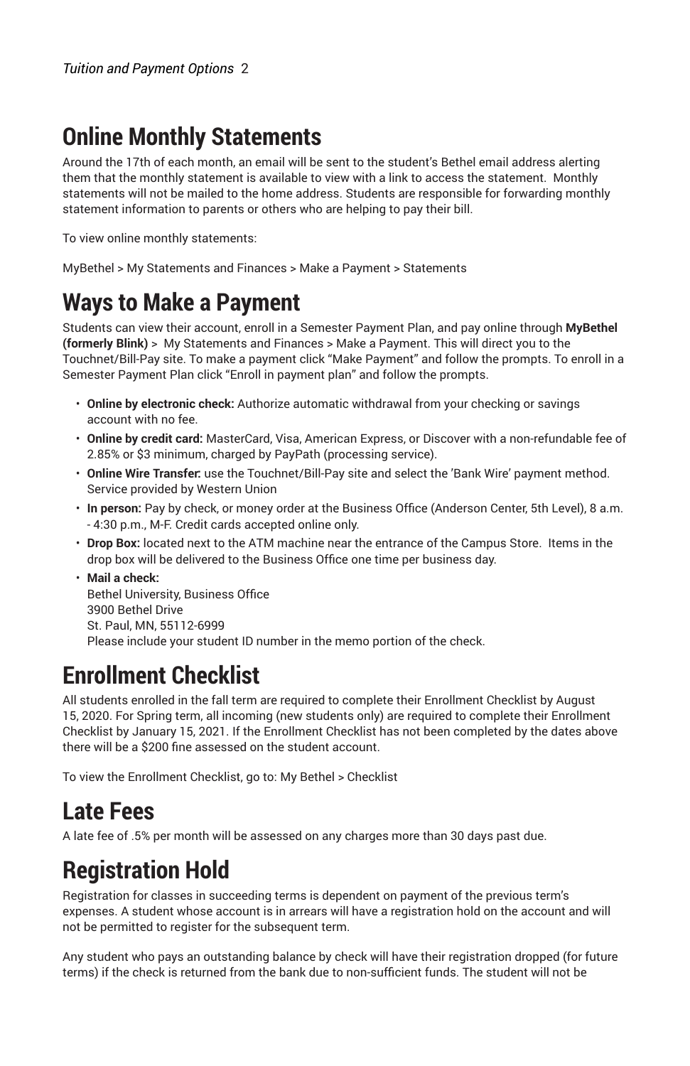# Online Monthly Statements

Around the 17th of each month, an email will be sent to the student's Bethel email address alerting them that the monthly statement is available to view with a link to access the statement. Monthly statements will not be mailed to the home address. Students are responsible for forwarding monthly statement information to parents or others who are helping to pay their bill.

To view online monthly statements:

MyBethel > My Statements and Finances > Make a Payment > Statements

# Ways to Make a Payment

Students can view their account, enroll in a Semester Payment Plan, and pay online through **MyBethel (formerly Blink)** > My Statements and Finances > Make a Payment. This will direct you to the Touchnet/Bill-Pay site. To make a payment click "Make Payment" and follow the prompts. To enroll in a Semester Payment Plan click "Enroll in payment plan" and follow the prompts.

- **Online by electronic check:** Authorize automatic withdrawal from your checking or savings account with no fee.
- **Online by credit card:** MasterCard, Visa, American Express, or Discover with a non-refundable fee of 2.85% or $3 minimum, charged by PayPath (processing service).
- **Online Wire Transfer:** use the Touchnet/Bill-Pay site and select the 'Bank Wire' payment method. Service provided by Western Union
- **In person:** Pay by check, or money order at the Business Office (Anderson Center, 5th Level), 8 a.m. - 4:30 p.m., M-F. Credit cards accepted online only.
- **Drop Box:** located next to the ATM machine near the entrance of the Campus Store. Items in the drop box will be delivered to the Business Office one time per business day.
- **Mail a check:**
  Bethel University, Business Office
  3900 Bethel Drive
  St. Paul, MN, 55112-6999
  Please include your student ID number in the memo portion of the check.

# Enrollment Checklist

All students enrolled in the fall term are required to complete their Enrollment Checklist by August 15, 2020. For Spring term, all incoming (new students only) are required to complete their Enrollment Checklist by January 15, 2021. If the Enrollment Checklist has not been completed by the dates above there will be a $200 fine assessed on the student account.

To view the Enrollment Checklist, go to: My Bethel > Checklist

# Late Fees

A late fee of .5% per month will be assessed on any charges more than 30 days past due.

# Registration Hold

Registration for classes in succeeding terms is dependent on payment of the previous term's expenses. A student whose account is in arrears will have a registration hold on the account and will not be permitted to register for the subsequent term.

Any student who pays an outstanding balance by check will have their registration dropped (for future terms) if the check is returned from the bank due to non-sufficient funds. The student will not be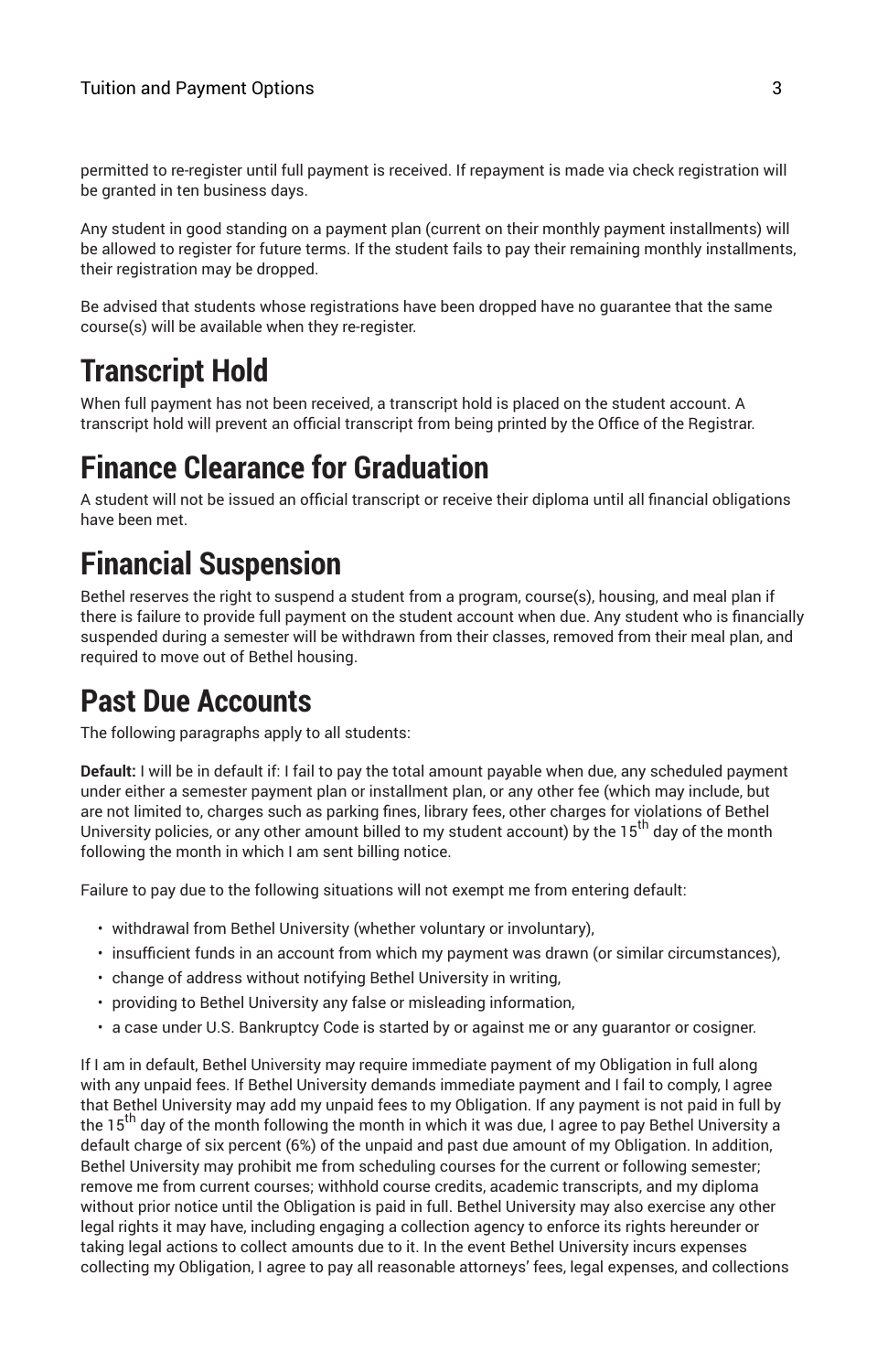permitted to re-register until full payment is received. If repayment is made via check registration will be granted in ten business days.

Any student in good standing on a payment plan (current on their monthly payment installments) will be allowed to register for future terms. If the student fails to pay their remaining monthly installments, their registration may be dropped.

Be advised that students whose registrations have been dropped have no guarantee that the same course(s) will be available when they re-register.

# Transcript Hold

When full payment has not been received, a transcript hold is placed on the student account. A transcript hold will prevent an official transcript from being printed by the Office of the Registrar.

# Finance Clearance for Graduation

A student will not be issued an official transcript or receive their diploma until all financial obligations have been met.

# Financial Suspension

Bethel reserves the right to suspend a student from a program, course(s), housing, and meal plan if there is failure to provide full payment on the student account when due. Any student who is financially suspended during a semester will be withdrawn from their classes, removed from their meal plan, and required to move out of Bethel housing.

# Past Due Accounts

The following paragraphs apply to all students:

**Default:** I will be in default if: I fail to pay the total amount payable when due, any scheduled payment under either a semester payment plan or installment plan, or any other fee (which may include, but are not limited to, charges such as parking fines, library fees, other charges for violations of Bethel University policies, or any other amount billed to my student account) by the 15th day of the month following the month in which I am sent billing notice.

Failure to pay due to the following situations will not exempt me from entering default:

- withdrawal from Bethel University (whether voluntary or involuntary),
- insufficient funds in an account from which my payment was drawn (or similar circumstances),
- change of address without notifying Bethel University in writing,
- providing to Bethel University any false or misleading information,
- a case under U.S. Bankruptcy Code is started by or against me or any guarantor or cosigner.

If I am in default, Bethel University may require immediate payment of my Obligation in full along with any unpaid fees. If Bethel University demands immediate payment and I fail to comply, I agree that Bethel University may add my unpaid fees to my Obligation. If any payment is not paid in full by the 15th day of the month following the month in which it was due, I agree to pay Bethel University a default charge of six percent (6%) of the unpaid and past due amount of my Obligation. In addition, Bethel University may prohibit me from scheduling courses for the current or following semester; remove me from current courses; withhold course credits, academic transcripts, and my diploma without prior notice until the Obligation is paid in full. Bethel University may also exercise any other legal rights it may have, including engaging a collection agency to enforce its rights hereunder or taking legal actions to collect amounts due to it. In the event Bethel University incurs expenses collecting my Obligation, I agree to pay all reasonable attorneys' fees, legal expenses, and collections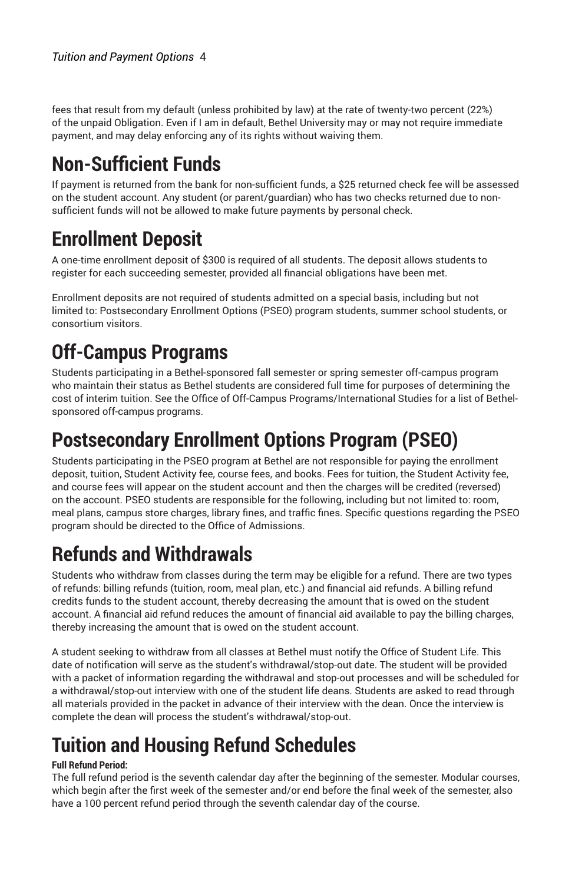fees that result from my default (unless prohibited by law) at the rate of twenty-two percent (22%) of the unpaid Obligation. Even if I am in default, Bethel University may or may not require immediate payment, and may delay enforcing any of its rights without waiving them.

# Non-Sufficient Funds

If payment is returned from the bank for non-sufficient funds, a $25 returned check fee will be assessed on the student account. Any student (or parent/guardian) who has two checks returned due to non-sufficient funds will not be allowed to make future payments by personal check.

# Enrollment Deposit

A one-time enrollment deposit of $300 is required of all students. The deposit allows students to register for each succeeding semester, provided all financial obligations have been met.

Enrollment deposits are not required of students admitted on a special basis, including but not limited to: Postsecondary Enrollment Options (PSEO) program students, summer school students, or consortium visitors.

# Off-Campus Programs

Students participating in a Bethel-sponsored fall semester or spring semester off-campus program who maintain their status as Bethel students are considered full time for purposes of determining the cost of interim tuition. See the Office of Off-Campus Programs/International Studies for a list of Bethel-sponsored off-campus programs.

# Postsecondary Enrollment Options Program (PSEO)

Students participating in the PSEO program at Bethel are not responsible for paying the enrollment deposit, tuition, Student Activity fee, course fees, and books. Fees for tuition, the Student Activity fee, and course fees will appear on the student account and then the charges will be credited (reversed) on the account. PSEO students are responsible for the following, including but not limited to: room, meal plans, campus store charges, library fines, and traffic fines. Specific questions regarding the PSEO program should be directed to the Office of Admissions.

# Refunds and Withdrawals

Students who withdraw from classes during the term may be eligible for a refund. There are two types of refunds: billing refunds (tuition, room, meal plan, etc.) and financial aid refunds. A billing refund credits funds to the student account, thereby decreasing the amount that is owed on the student account. A financial aid refund reduces the amount of financial aid available to pay the billing charges, thereby increasing the amount that is owed on the student account.

A student seeking to withdraw from all classes at Bethel must notify the Office of Student Life. This date of notification will serve as the student's withdrawal/stop-out date. The student will be provided with a packet of information regarding the withdrawal and stop-out processes and will be scheduled for a withdrawal/stop-out interview with one of the student life deans. Students are asked to read through all materials provided in the packet in advance of their interview with the dean. Once the interview is complete the dean will process the student's withdrawal/stop-out.

# Tuition and Housing Refund Schedules

**Full Refund Period:**

The full refund period is the seventh calendar day after the beginning of the semester. Modular courses, which begin after the first week of the semester and/or end before the final week of the semester, also have a 100 percent refund period through the seventh calendar day of the course.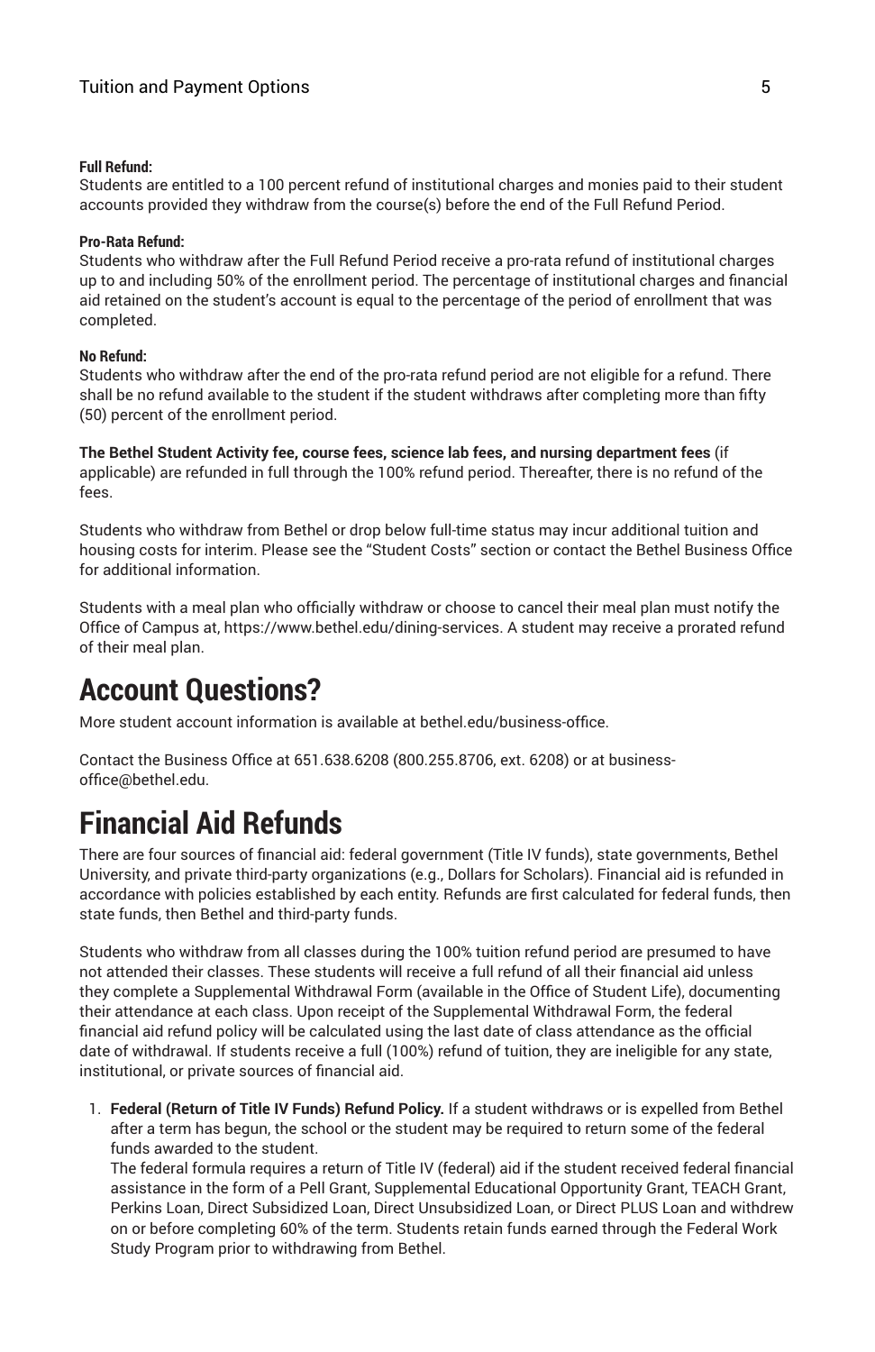**Full Refund:**
Students are entitled to a 100 percent refund of institutional charges and monies paid to their student accounts provided they withdraw from the course(s) before the end of the Full Refund Period.

**Pro-Rata Refund:**
Students who withdraw after the Full Refund Period receive a pro-rata refund of institutional charges up to and including 50% of the enrollment period. The percentage of institutional charges and financial aid retained on the student's account is equal to the percentage of the period of enrollment that was completed.

**No Refund:**
Students who withdraw after the end of the pro-rata refund period are not eligible for a refund. There shall be no refund available to the student if the student withdraws after completing more than fifty (50) percent of the enrollment period.

**The Bethel Student Activity fee, course fees, science lab fees, and nursing department fees** (if applicable) are refunded in full through the 100% refund period. Thereafter, there is no refund of the fees.

Students who withdraw from Bethel or drop below full-time status may incur additional tuition and housing costs for interim. Please see the "Student Costs" section or contact the Bethel Business Office for additional information.

Students with a meal plan who officially withdraw or choose to cancel their meal plan must notify the Office of Campus at, https://www.bethel.edu/dining-services. A student may receive a prorated refund of their meal plan.

# Account Questions?

More student account information is available at bethel.edu/business-office.

Contact the Business Office at 651.638.6208 (800.255.8706, ext. 6208) or at business-office@bethel.edu.

# Financial Aid Refunds

There are four sources of financial aid: federal government (Title IV funds), state governments, Bethel University, and private third-party organizations (e.g., Dollars for Scholars). Financial aid is refunded in accordance with policies established by each entity. Refunds are first calculated for federal funds, then state funds, then Bethel and third-party funds.

Students who withdraw from all classes during the 100% tuition refund period are presumed to have not attended their classes. These students will receive a full refund of all their financial aid unless they complete a Supplemental Withdrawal Form (available in the Office of Student Life), documenting their attendance at each class. Upon receipt of the Supplemental Withdrawal Form, the federal financial aid refund policy will be calculated using the last date of class attendance as the official date of withdrawal. If students receive a full (100%) refund of tuition, they are ineligible for any state, institutional, or private sources of financial aid.

1. **Federal (Return of Title IV Funds) Refund Policy.** If a student withdraws or is expelled from Bethel after a term has begun, the school or the student may be required to return some of the federal funds awarded to the student.
   The federal formula requires a return of Title IV (federal) aid if the student received federal financial assistance in the form of a Pell Grant, Supplemental Educational Opportunity Grant, TEACH Grant, Perkins Loan, Direct Subsidized Loan, Direct Unsubsidized Loan, or Direct PLUS Loan and withdrew on or before completing 60% of the term. Students retain funds earned through the Federal Work Study Program prior to withdrawing from Bethel.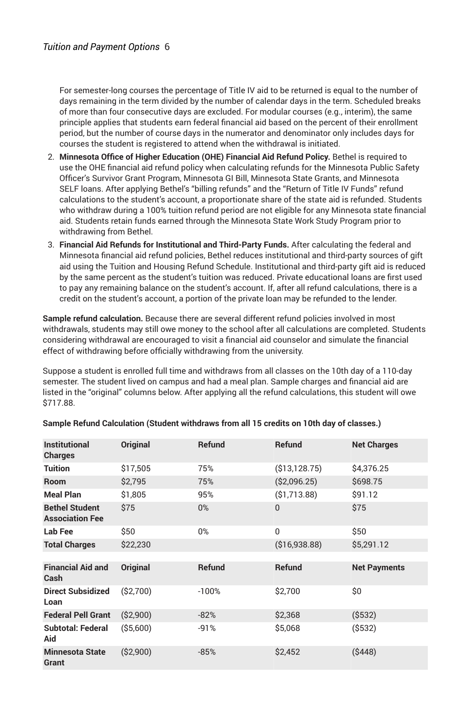For semester-long courses the percentage of Title IV aid to be returned is equal to the number of days remaining in the term divided by the number of calendar days in the term. Scheduled breaks of more than four consecutive days are excluded. For modular courses (e.g., interim), the same principle applies that students earn federal financial aid based on the percent of their enrollment period, but the number of course days in the numerator and denominator only includes days for courses the student is registered to attend when the withdrawal is initiated.

2. **Minnesota Office of Higher Education (OHE) Financial Aid Refund Policy.** Bethel is required to use the OHE financial aid refund policy when calculating refunds for the Minnesota Public Safety Officer's Survivor Grant Program, Minnesota GI Bill, Minnesota State Grants, and Minnesota SELF loans. After applying Bethel's "billing refunds" and the "Return of Title IV Funds" refund calculations to the student's account, a proportionate share of the state aid is refunded. Students who withdraw during a 100% tuition refund period are not eligible for any Minnesota state financial aid. Students retain funds earned through the Minnesota State Work Study Program prior to withdrawing from Bethel.
3. **Financial Aid Refunds for Institutional and Third-Party Funds.** After calculating the federal and Minnesota financial aid refund policies, Bethel reduces institutional and third-party sources of gift aid using the Tuition and Housing Refund Schedule. Institutional and third-party gift aid is reduced by the same percent as the student's tuition was reduced. Private educational loans are first used to pay any remaining balance on the student's account. If, after all refund calculations, there is a credit on the student's account, a portion of the private loan may be refunded to the lender.

**Sample refund calculation.** Because there are several different refund policies involved in most withdrawals, students may still owe money to the school after all calculations are completed. Students considering withdrawal are encouraged to visit a financial aid counselor and simulate the financial effect of withdrawing before officially withdrawing from the university.

Suppose a student is enrolled full time and withdraws from all classes on the 10th day of a 110-day semester. The student lived on campus and had a meal plan. Sample charges and financial aid are listed in the "original" columns below. After applying all the refund calculations, this student will owe $717.88.

**Sample Refund Calculation (Student withdraws from all 15 credits on 10th day of classes.)**

| Institutional Charges | Original | Refund | Refund | Net Charges |
|---|---|---|---|---|
| **Tuition** | $17,505 | 75% | ($13,128.75) | $4,376.25 |
| **Room** | $2,795 | 75% | ($2,096.25) | $698.75 |
| **Meal Plan** | $1,805 | 95% | ($1,713.88) | $91.12 |
| **Bethel Student Association Fee** | $75 | 0% | 0 | $75 |
| **Lab Fee** | $50 | 0% | 0 | $50 |
| **Total Charges** | $22,230 | | ($16,938.88) | $5,291.12 |
| **Financial Aid and Cash** | **Original** | **Refund** | **Refund** | **Net Payments** |
| **Direct Subsidized Loan** | ($2,700) | -100% | $2,700 | $0 |
| **Federal Pell Grant** | ($2,900) | -82% | $2,368 | ($532) |
| **Subtotal: Federal Aid** | ($5,600) | -91% | $5,068 | ($532) |
| **Minnesota State Grant** | ($2,900) | -85% | $2,452 | ($448) |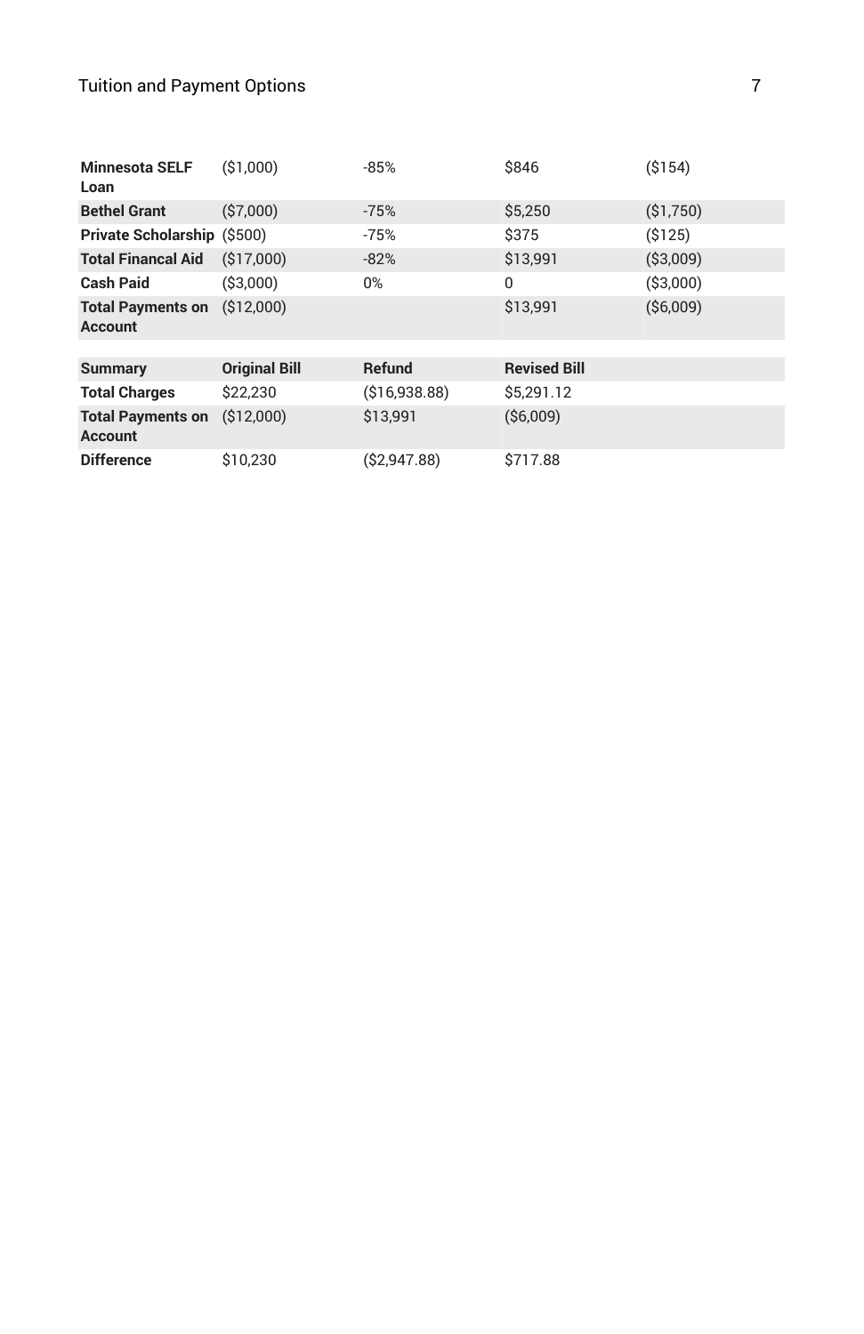| | | | | |
|---|---|---|---|---|
| **Minnesota SELF Loan** | ($1,000) | -85% | $846 | ($154) |
| **Bethel Grant** | ($7,000) | -75% | $5,250 | ($1,750) |
| **Private Scholarship** | ($500) | -75% | $375 | ($125) |
| **Total Financal Aid** | ($17,000) | -82% | $13,991 | ($3,009) |
| **Cash Paid** | ($3,000) | 0% | 0 | ($3,000) |
| **Total Payments on Account** | ($12,000) | | $13,991 | ($6,009) |

| **Summary** | **Original Bill** | **Refund** | **Revised Bill** |
|---|---|---|---|
| **Total Charges** | $22,230 | ($16,938.88) | $5,291.12 |
| **Total Payments on Account** | ($12,000) | $13,991 | ($6,009) |
| **Difference** | $10,230 | ($2,947.88) | $717.88 |